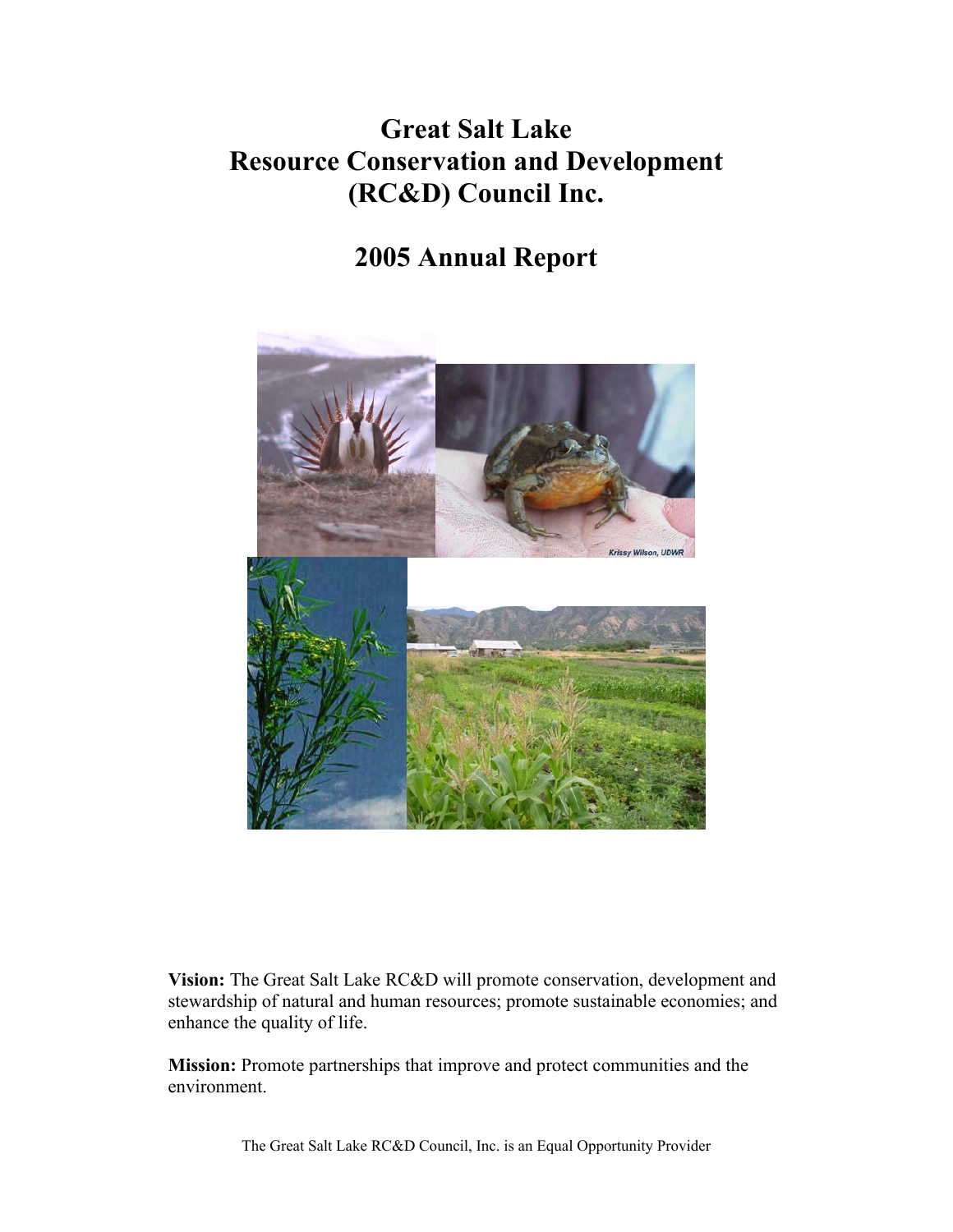# Great Salt Lake Resource Conservation and Development (RC&D) Council Inc.

## 2005 Annual Report

**Vision:** The Great Salt Lake RC&D will promote conservation, development and stewardship of natural and human resources; promote sustainable economies; and enhance the quality of life.

**Mission:** Promote partnerships that improve and protect communities and the environment.

The Great Salt Lake RC&D Council, Inc. is an Equal Opportunity Provider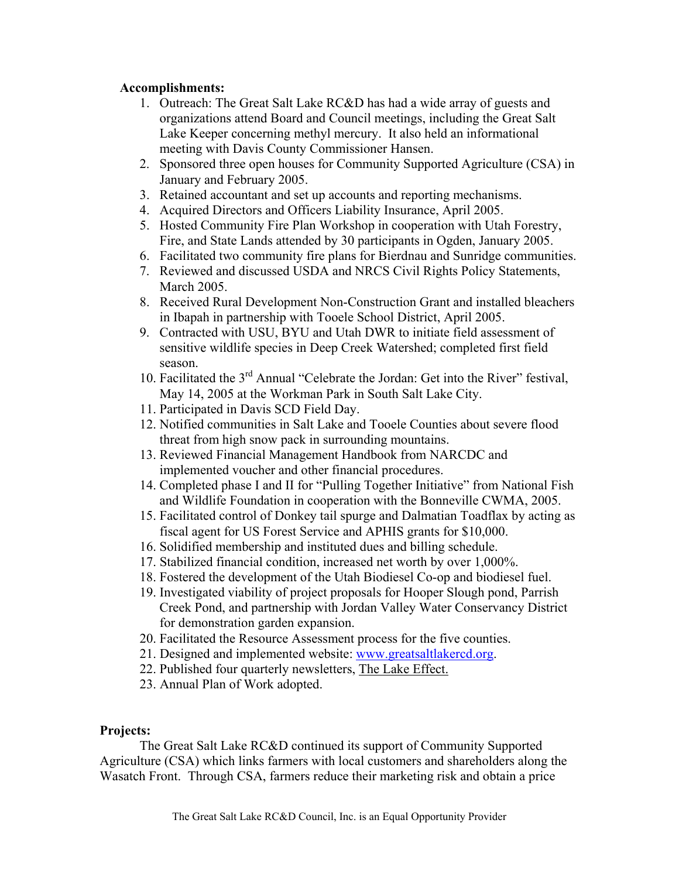**Accomplishments:**

1. Outreach: The Great Salt Lake RC&D has had a wide array of guests and organizations attend Board and Council meetings, including the Great Salt Lake Keeper concerning methyl mercury. It also held an informational meeting with Davis County Commissioner Hansen.
2. Sponsored three open houses for Community Supported Agriculture (CSA) in January and February 2005.
3. Retained accountant and set up accounts and reporting mechanisms.
4. Acquired Directors and Officers Liability Insurance, April 2005.
5. Hosted Community Fire Plan Workshop in cooperation with Utah Forestry, Fire, and State Lands attended by 30 participants in Ogden, January 2005.
6. Facilitated two community fire plans for Bierdnau and Sunridge communities.
7. Reviewed and discussed USDA and NRCS Civil Rights Policy Statements, March 2005.
8. Received Rural Development Non-Construction Grant and installed bleachers in Ibapah in partnership with Tooele School District, April 2005.
9. Contracted with USU, BYU and Utah DWR to initiate field assessment of sensitive wildlife species in Deep Creek Watershed; completed first field season.
10. Facilitated the 3rd Annual "Celebrate the Jordan: Get into the River" festival, May 14, 2005 at the Workman Park in South Salt Lake City.
11. Participated in Davis SCD Field Day.
12. Notified communities in Salt Lake and Tooele Counties about severe flood threat from high snow pack in surrounding mountains.
13. Reviewed Financial Management Handbook from NARCDC and implemented voucher and other financial procedures.
14. Completed phase I and II for "Pulling Together Initiative" from National Fish and Wildlife Foundation in cooperation with the Bonneville CWMA, 2005.
15. Facilitated control of Donkey tail spurge and Dalmatian Toadflax by acting as fiscal agent for US Forest Service and APHIS grants for $10,000.
16. Solidified membership and instituted dues and billing schedule.
17. Stabilized financial condition, increased net worth by over 1,000%.
18. Fostered the development of the Utah Biodiesel Co-op and biodiesel fuel.
19. Investigated viability of project proposals for Hooper Slough pond, Parrish Creek Pond, and partnership with Jordan Valley Water Conservancy District for demonstration garden expansion.
20. Facilitated the Resource Assessment process for the five counties.
21. Designed and implemented website: www.greatsaltlakercd.org.
22. Published four quarterly newsletters, The Lake Effect.
23. Annual Plan of Work adopted.

**Projects:**

The Great Salt Lake RC&D continued its support of Community Supported Agriculture (CSA) which links farmers with local customers and shareholders along the Wasatch Front. Through CSA, farmers reduce their marketing risk and obtain a price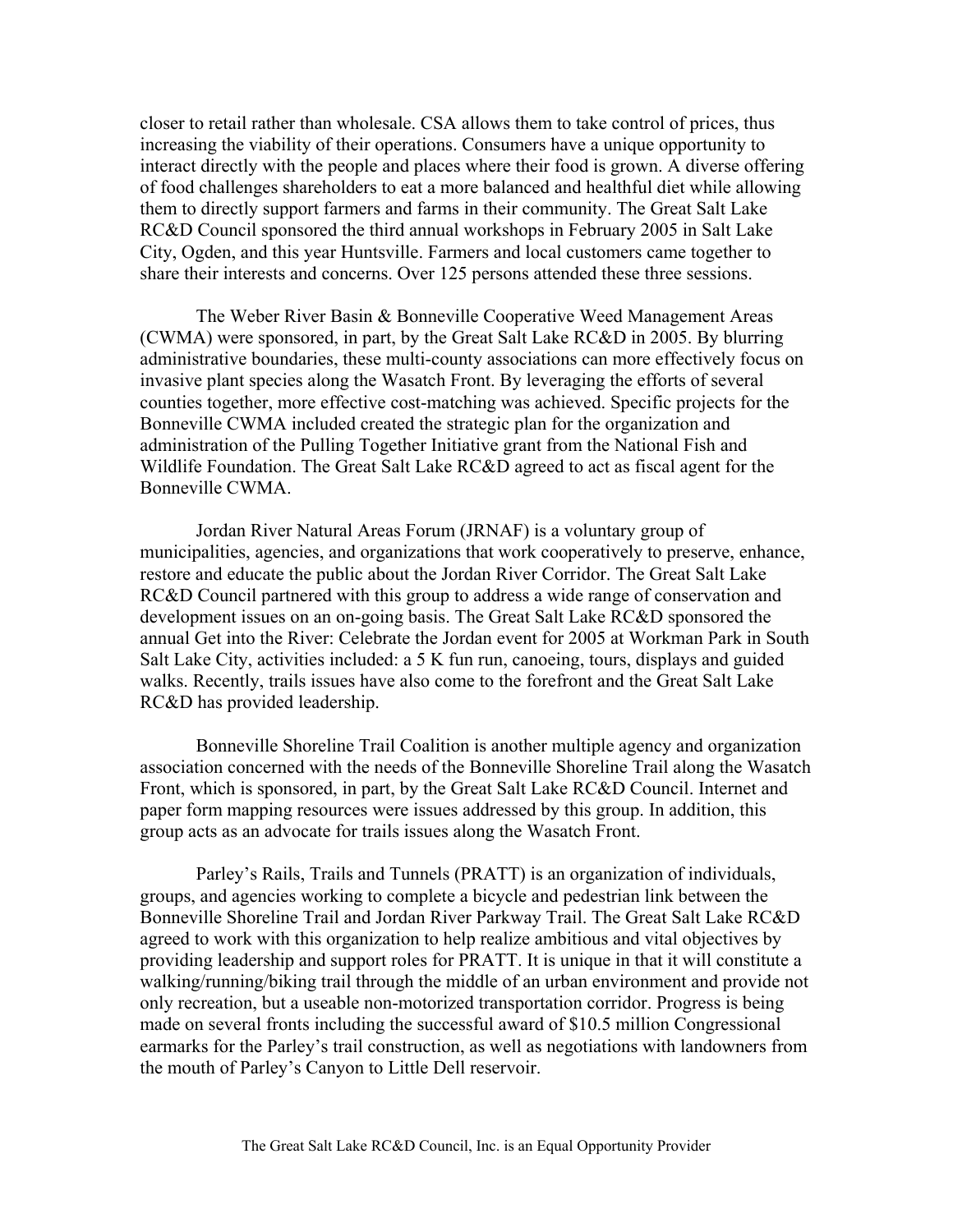closer to retail rather than wholesale. CSA allows them to take control of prices, thus increasing the viability of their operations. Consumers have a unique opportunity to interact directly with the people and places where their food is grown. A diverse offering of food challenges shareholders to eat a more balanced and healthful diet while allowing them to directly support farmers and farms in their community. The Great Salt Lake RC&D Council sponsored the third annual workshops in February 2005 in Salt Lake City, Ogden, and this year Huntsville. Farmers and local customers came together to share their interests and concerns. Over 125 persons attended these three sessions.

The Weber River Basin & Bonneville Cooperative Weed Management Areas (CWMA) were sponsored, in part, by the Great Salt Lake RC&D in 2005. By blurring administrative boundaries, these multi-county associations can more effectively focus on invasive plant species along the Wasatch Front. By leveraging the efforts of several counties together, more effective cost-matching was achieved. Specific projects for the Bonneville CWMA included created the strategic plan for the organization and administration of the Pulling Together Initiative grant from the National Fish and Wildlife Foundation. The Great Salt Lake RC&D agreed to act as fiscal agent for the Bonneville CWMA.

Jordan River Natural Areas Forum (JRNAF) is a voluntary group of municipalities, agencies, and organizations that work cooperatively to preserve, enhance, restore and educate the public about the Jordan River Corridor. The Great Salt Lake RC&D Council partnered with this group to address a wide range of conservation and development issues on an on-going basis. The Great Salt Lake RC&D sponsored the annual Get into the River: Celebrate the Jordan event for 2005 at Workman Park in South Salt Lake City, activities included: a 5 K fun run, canoeing, tours, displays and guided walks. Recently, trails issues have also come to the forefront and the Great Salt Lake RC&D has provided leadership.

Bonneville Shoreline Trail Coalition is another multiple agency and organization association concerned with the needs of the Bonneville Shoreline Trail along the Wasatch Front, which is sponsored, in part, by the Great Salt Lake RC&D Council. Internet and paper form mapping resources were issues addressed by this group. In addition, this group acts as an advocate for trails issues along the Wasatch Front.

Parley's Rails, Trails and Tunnels (PRATT) is an organization of individuals, groups, and agencies working to complete a bicycle and pedestrian link between the Bonneville Shoreline Trail and Jordan River Parkway Trail. The Great Salt Lake RC&D agreed to work with this organization to help realize ambitious and vital objectives by providing leadership and support roles for PRATT. It is unique in that it will constitute a walking/running/biking trail through the middle of an urban environment and provide not only recreation, but a useable non-motorized transportation corridor. Progress is being made on several fronts including the successful award of $10.5 million Congressional earmarks for the Parley's trail construction, as well as negotiations with landowners from the mouth of Parley's Canyon to Little Dell reservoir.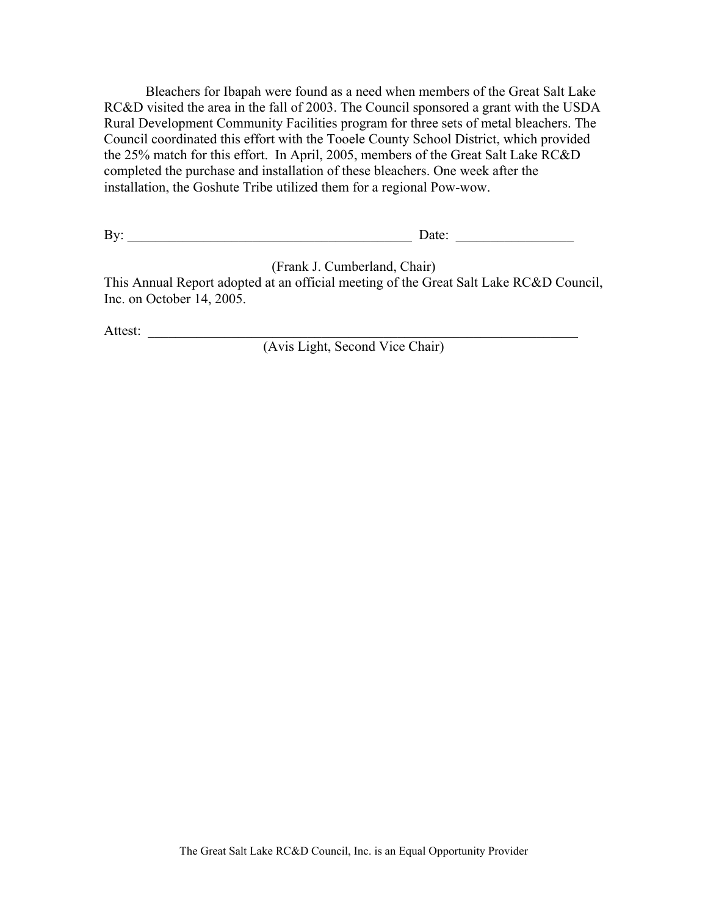Bleachers for Ibapah were found as a need when members of the Great Salt Lake RC&D visited the area in the fall of 2003. The Council sponsored a grant with the USDA Rural Development Community Facilities program for three sets of metal bleachers. The Council coordinated this effort with the Tooele County School District, which provided the 25% match for this effort. In April, 2005, members of the Great Salt Lake RC&D completed the purchase and installation of these bleachers. One week after the installation, the Goshute Tribe utilized them for a regional Pow-wow.

By: ___________________________________________ Date: _________________

(Frank J. Cumberland, Chair)

This Annual Report adopted at an official meeting of the Great Salt Lake RC&D Council, Inc. on October 14, 2005.

Attest: _________________________________________________________________

(Avis Light, Second Vice Chair)

The Great Salt Lake RC&D Council, Inc. is an Equal Opportunity Provider